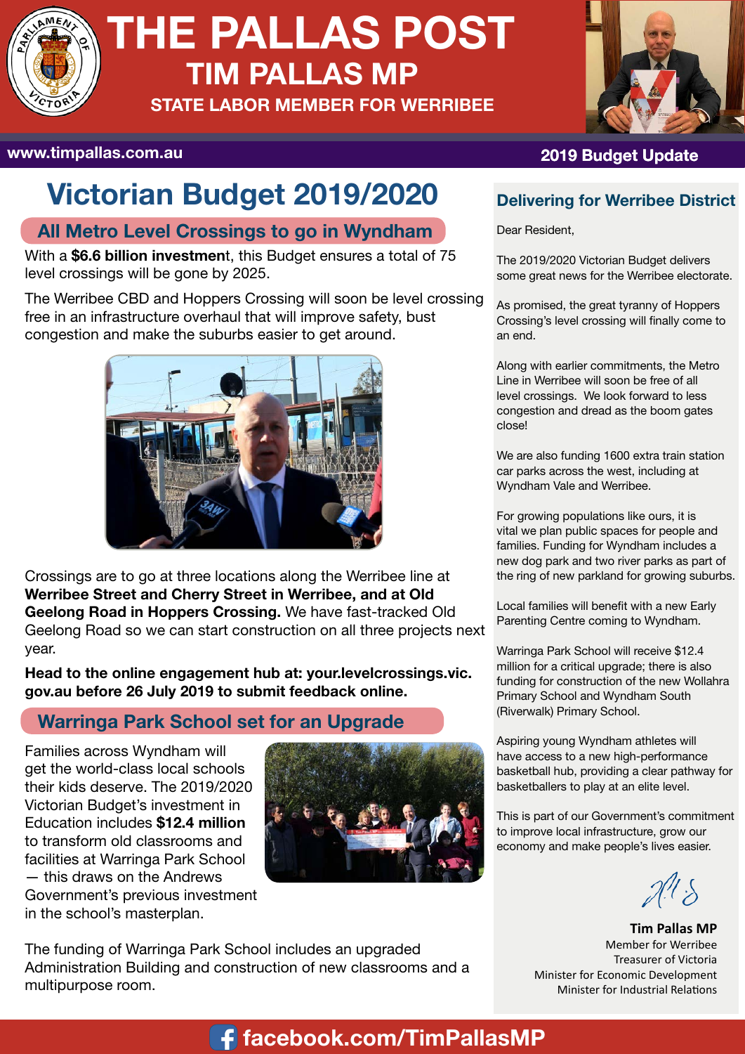# THE PALLAS POST

## TIM PALLAS MP

### STATE LABOR MEMBER FOR WERRIBEE

www.timpallas.com.au

2019 Budget Update

# Victorian Budget 2019/2020

## All Metro Level Crossings to go in Wyndham

With a **$6.6 billion investment**, this Budget ensures a total of 75 level crossings will be gone by 2025.

The Werribee CBD and Hoppers Crossing will soon be level crossing free in an infrastructure overhaul that will improve safety, bust congestion and make the suburbs easier to get around.

Crossings are to go at three locations along the Werribee line at **Werribee Street and Cherry Street in Werribee, and at Old Geelong Road in Hoppers Crossing.** We have fast-tracked Old Geelong Road so we can start construction on all three projects next year.

**Head to the online engagement hub at: your.levelcrossings.vic.gov.au before 26 July 2019 to submit feedback online.**

## Warringa Park School set for an Upgrade

Families across Wyndham will get the world-class local schools their kids deserve. The 2019/2020 Victorian Budget's investment in Education includes **$12.4 million** to transform old classrooms and facilities at Warringa Park School — this draws on the Andrews Government's previous investment in the school's masterplan.

The funding of Warringa Park School includes an upgraded Administration Building and construction of new classrooms and a multipurpose room.

## Delivering for Werribee District

Dear Resident,

The 2019/2020 Victorian Budget delivers some great news for the Werribee electorate.

As promised, the great tyranny of Hoppers Crossing's level crossing will finally come to an end.

Along with earlier commitments, the Metro Line in Werribee will soon be free of all level crossings. We look forward to less congestion and dread as the boom gates close!

We are also funding 1600 extra train station car parks across the west, including at Wyndham Vale and Werribee.

For growing populations like ours, it is vital we plan public spaces for people and families. Funding for Wyndham includes a new dog park and two river parks as part of the ring of new parkland for growing suburbs.

Local families will benefit with a new Early Parenting Centre coming to Wyndham.

Warringa Park School will receive $12.4 million for a critical upgrade; there is also funding for construction of the new Wollahra Primary School and Wyndham South (Riverwalk) Primary School.

Aspiring young Wyndham athletes will have access to a new high-performance basketball hub, providing a clear pathway for basketballers to play at an elite level.

This is part of our Government's commitment to improve local infrastructure, grow our economy and make people's lives easier.

**Tim Pallas MP**
Member for Werribee
Treasurer of Victoria
Minister for Economic Development
Minister for Industrial Relations

facebook.com/TimPallasMP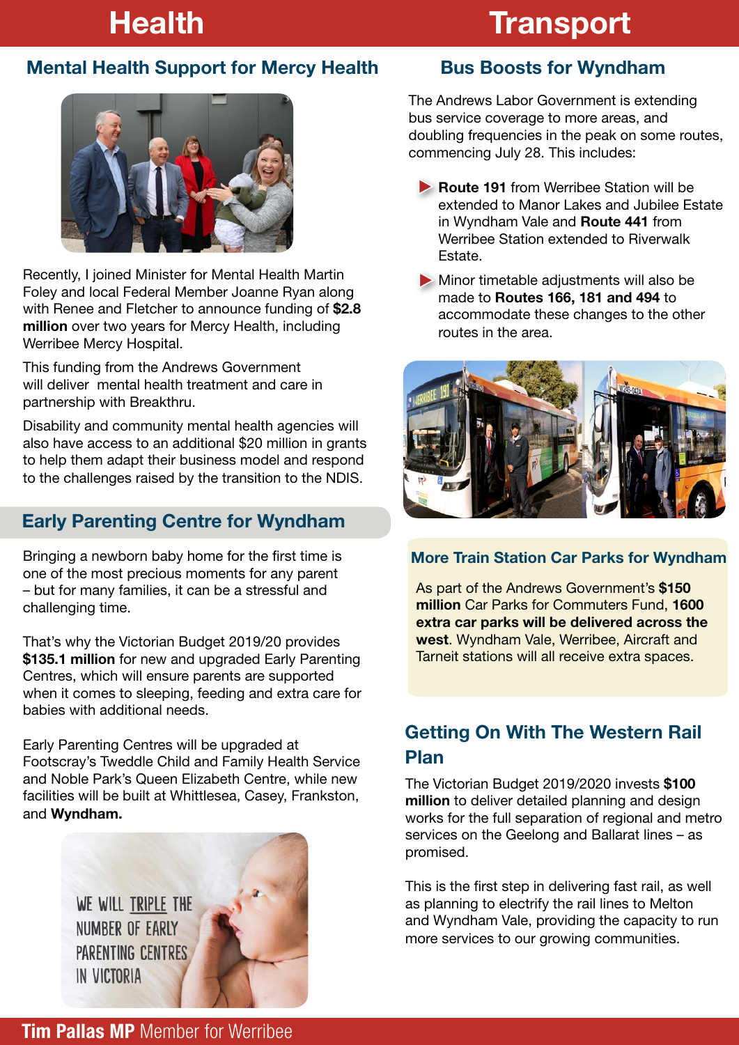# Health

## Mental Health Support for Mercy Health

Recently, I joined Minister for Mental Health Martin Foley and local Federal Member Joanne Ryan along with Renee and Fletcher to announce funding of **$2.8 million** over two years for Mercy Health, including Werribee Mercy Hospital.

This funding from the Andrews Government will deliver mental health treatment and care in partnership with Breakthru.

Disability and community mental health agencies will also have access to an additional $20 million in grants to help them adapt their business model and respond to the challenges raised by the transition to the NDIS.

## Early Parenting Centre for Wyndham

Bringing a newborn baby home for the first time is one of the most precious moments for any parent – but for many families, it can be a stressful and challenging time.

That's why the Victorian Budget 2019/20 provides **$135.1 million** for new and upgraded Early Parenting Centres, which will ensure parents are supported when it comes to sleeping, feeding and extra care for babies with additional needs.

Early Parenting Centres will be upgraded at Footscray's Tweddle Child and Family Health Service and Noble Park's Queen Elizabeth Centre, while new facilities will be built at Whittlesea, Casey, Frankston, and **Wyndham.**

WE WILL TRIPLE THE NUMBER OF EARLY PARENTING CENTRES IN VICTORIA

# Transport

## Bus Boosts for Wyndham

The Andrews Labor Government is extending bus service coverage to more areas, and doubling frequencies in the peak on some routes, commencing July 28. This includes:

- **Route 191** from Werribee Station will be extended to Manor Lakes and Jubilee Estate in Wyndham Vale and **Route 441** from Werribee Station extended to Riverwalk Estate.
- Minor timetable adjustments will also be made to **Routes 166, 181 and 494** to accommodate these changes to the other routes in the area.

## More Train Station Car Parks for Wyndham

As part of the Andrews Government's **$150 million** Car Parks for Commuters Fund, **1600 extra car parks will be delivered across the west**. Wyndham Vale, Werribee, Aircraft and Tarneit stations will all receive extra spaces.

## Getting On With The Western Rail Plan

The Victorian Budget 2019/2020 invests **$100 million** to deliver detailed planning and design works for the full separation of regional and metro services on the Geelong and Ballarat lines – as promised.

This is the first step in delivering fast rail, as well as planning to electrify the rail lines to Melton and Wyndham Vale, providing the capacity to run more services to our growing communities.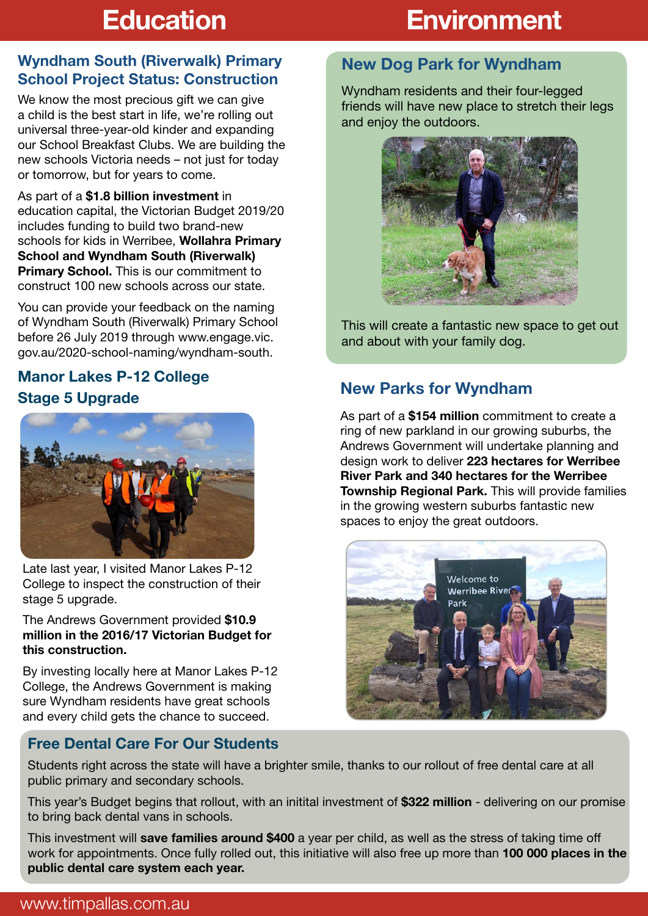# Education

## Wyndham South (Riverwalk) Primary School Project Status: Construction

We know the most precious gift we can give a child is the best start in life, we're rolling out universal three-year-old kinder and expanding our School Breakfast Clubs. We are building the new schools Victoria needs – not just for today or tomorrow, but for years to come.

As part of a **$1.8 billion investment** in education capital, the Victorian Budget 2019/20 includes funding to build two brand-new schools for kids in Werribee, **Wollahra Primary School and Wyndham South (Riverwalk) Primary School.** This is our commitment to construct 100 new schools across our state.

You can provide your feedback on the naming of Wyndham South (Riverwalk) Primary School before 26 July 2019 through www.engage.vic.gov.au/2020-school-naming/wyndham-south.

## Manor Lakes P-12 College Stage 5 Upgrade

Late last year, I visited Manor Lakes P-12 College to inspect the construction of their stage 5 upgrade.

The Andrews Government provided **$10.9 million in the 2016/17 Victorian Budget for this construction.**

By investing locally here at Manor Lakes P-12 College, the Andrews Government is making sure Wyndham residents have great schools and every child gets the chance to succeed.

# Environment

## New Dog Park for Wyndham

Wyndham residents and their four-legged friends will have new place to stretch their legs and enjoy the outdoors.

This will create a fantastic new space to get out and about with your family dog.

## New Parks for Wyndham

As part of a **$154 million** commitment to create a ring of new parkland in our growing suburbs, the Andrews Government will undertake planning and design work to deliver **223 hectares for Werribee River Park and 340 hectares for the Werribee Township Regional Park.** This will provide families in the growing western suburbs fantastic new spaces to enjoy the great outdoors.

## Free Dental Care For Our Students

Students right across the state will have a brighter smile, thanks to our rollout of free dental care at all public primary and secondary schools.

This year's Budget begins that rollout, with an initital investment of **$322 million** - delivering on our promise to bring back dental vans in schools.

This investment will **save families around $400** a year per child, as well as the stress of taking time off work for appointments. Once fully rolled out, this initiative will also free up more than **100 000 places in the public dental care system each year.**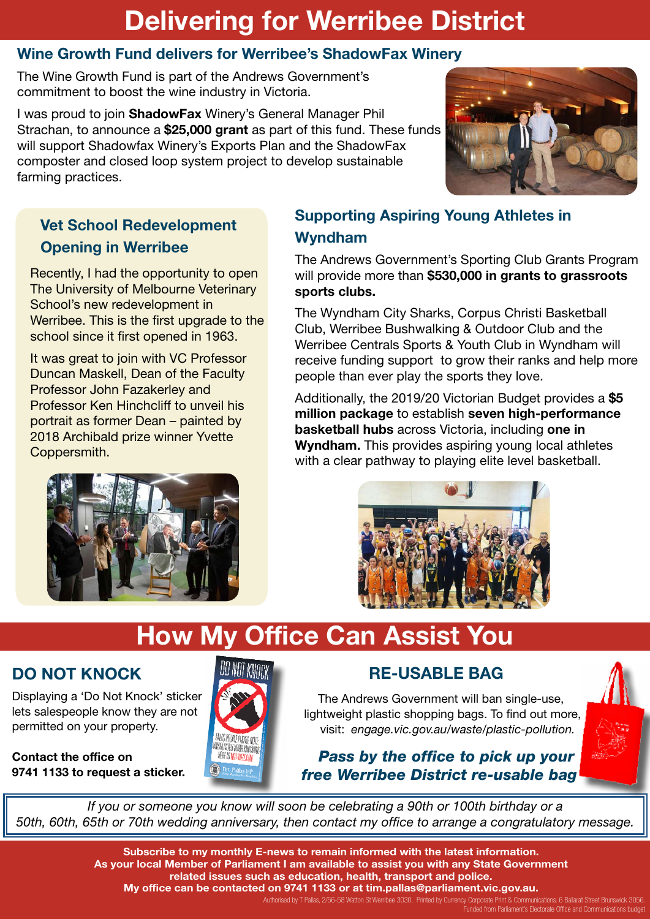# Delivering for Werribee District

## Wine Growth Fund delivers for Werribee's ShadowFax Winery

The Wine Growth Fund is part of the Andrews Government's commitment to boost the wine industry in Victoria.

I was proud to join **ShadowFax** Winery's General Manager Phil Strachan, to announce a **$25,000 grant** as part of this fund. These funds will support Shadowfax Winery's Exports Plan and the ShadowFax composter and closed loop system project to develop sustainable farming practices.

## Vet School Redevelopment Opening in Werribee

Recently, I had the opportunity to open The University of Melbourne Veterinary School's new redevelopment in Werribee. This is the first upgrade to the school since it first opened in 1963.

It was great to join with VC Professor Duncan Maskell, Dean of the Faculty Professor John Fazakerley and Professor Ken Hinchcliff to unveil his portrait as former Dean – painted by 2018 Archibald prize winner Yvette Coppersmith.

## Supporting Aspiring Young Athletes in Wyndham

The Andrews Government's Sporting Club Grants Program will provide more than **$530,000 in grants to grassroots sports clubs.**

The Wyndham City Sharks, Corpus Christi Basketball Club, Werribee Bushwalking & Outdoor Club and the Werribee Centrals Sports & Youth Club in Wyndham will receive funding support to grow their ranks and help more people than ever play the sports they love.

Additionally, the 2019/20 Victorian Budget provides a **$5 million package** to establish **seven high-performance basketball hubs** across Victoria, including **one in Wyndham.** This provides aspiring young local athletes with a clear pathway to playing elite level basketball.

# How My Office Can Assist You

## DO NOT KNOCK

Displaying a 'Do Not Knock' sticker lets salespeople know they are not permitted on your property.

**Contact the office on 9741 1133 to request a sticker.**

## RE-USABLE BAG

The Andrews Government will ban single-use, lightweight plastic shopping bags. To find out more, visit: *engage.vic.gov.au/waste/plastic-pollution.*

***Pass by the office to pick up your free Werribee District re-usable bag***

*If you or someone you know will soon be celebrating a 90th or 100th birthday or a 50th, 60th, 65th or 70th wedding anniversary, then contact my office to arrange a congratulatory message.*

**Subscribe to my monthly E-news to remain informed with the latest information.**
**As your local Member of Parliament I am available to assist you with any State Government related issues such as education, health, transport and police.**
**My office can be contacted on 9741 1133 or at tim.pallas@parliament.vic.gov.au.**

Authorised by T Pallas, 2/56-58 Watton St Werribee 3030. Printed by Currency Corporate Print & Communications. 6 Ballarat Street Brunswick 3056. Funded from Parliament's Electorate Office and Communications budget